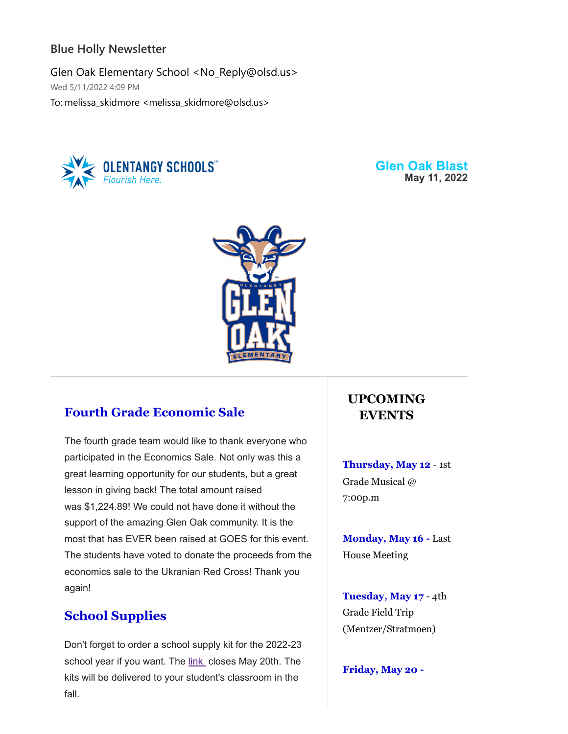Blue Holly Newsletter

Glen Oak Elementary School <No_Reply@olsd.us>
Wed 5/11/2022 4:09 PM
To: melissa_skidmore <melissa_skidmore@olsd.us>

**Glen Oak Blast**
**May 11, 2022**

## Fourth Grade Economic Sale

The fourth grade team would like to thank everyone who participated in the Economics Sale. Not only was this a great learning opportunity for our students, but a great lesson in giving back! The total amount raised was $1,224.89! We could not have done it without the support of the amazing Glen Oak community. It is the most that has EVER been raised at GOES for this event. The students have voted to donate the proceeds from the economics sale to the Ukranian Red Cross! Thank you again!

## School Supplies

Don't forget to order a school supply kit for the 2022-23 school year if you want. The link closes May 20th. The kits will be delivered to your student's classroom in the fall.

## UPCOMING EVENTS

**Thursday, May 12** - 1st Grade Musical @ 7:00p.m

**Monday, May 16 -** Last House Meeting

**Tuesday, May 17** - 4th Grade Field Trip (Mentzer/Stratmoen)

**Friday, May 20 -**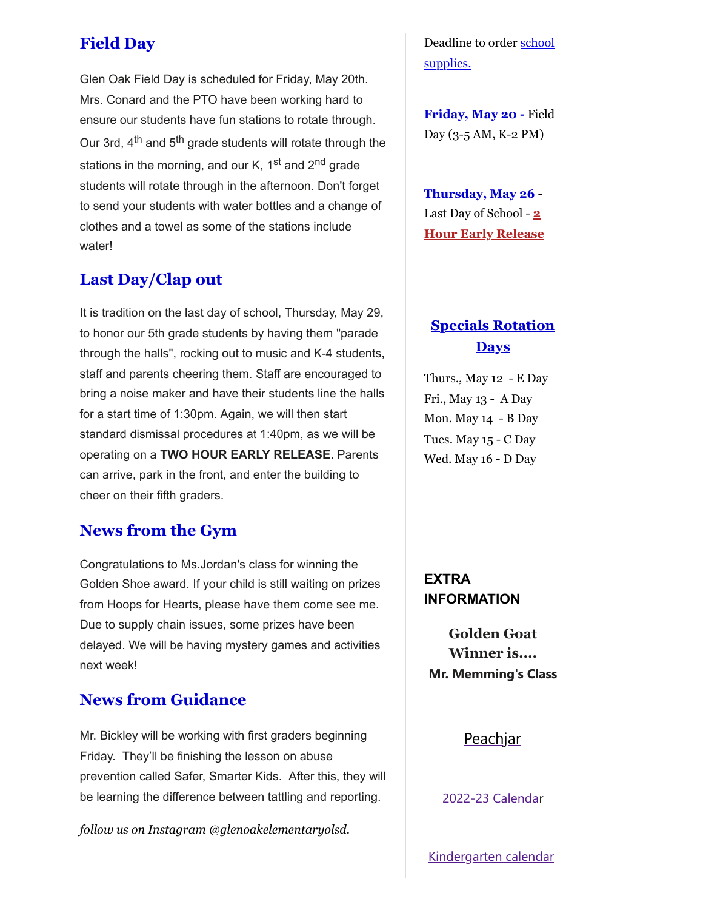## Field Day

Glen Oak Field Day is scheduled for Friday, May 20th. Mrs. Conard and the PTO have been working hard to ensure our students have fun stations to rotate through. Our 3rd, 4th and 5th grade students will rotate through the stations in the morning, and our K, 1st and 2nd grade students will rotate through in the afternoon. Don't forget to send your students with water bottles and a change of clothes and a towel as some of the stations include water!

## Last Day/Clap out

It is tradition on the last day of school, Thursday, May 29, to honor our 5th grade students by having them "parade through the halls", rocking out to music and K-4 students, staff and parents cheering them. Staff are encouraged to bring a noise maker and have their students line the halls for a start time of 1:30pm. Again, we will then start standard dismissal procedures at 1:40pm, as we will be operating on a **TWO HOUR EARLY RELEASE**. Parents can arrive, park in the front, and enter the building to cheer on their fifth graders.

## News from the Gym

Congratulations to Ms.Jordan's class for winning the Golden Shoe award. If your child is still waiting on prizes from Hoops for Hearts, please have them come see me. Due to supply chain issues, some prizes have been delayed. We will be having mystery games and activities next week!

## News from Guidance

Mr. Bickley will be working with first graders beginning Friday. They'll be finishing the lesson on abuse prevention called Safer, Smarter Kids. After this, they will be learning the difference between tattling and reporting.

*follow us on Instagram @glenoakelementaryolsd.*

Deadline to order school supplies.

**Friday, May 20 -** Field Day (3-5 AM, K-2 PM)

**Thursday, May 26** - Last Day of School - **2 Hour Early Release**

## Specials Rotation Days

Thurs., May 12 - E Day
Fri., May 13 - A Day
Mon. May 14 - B Day
Tues. May 15 - C Day
Wed. May 16 - D Day

**EXTRA INFORMATION**

**Golden Goat Winner is....**
**Mr. Memming's Class**

Peachjar

2022-23 Calendar

Kindergarten calendar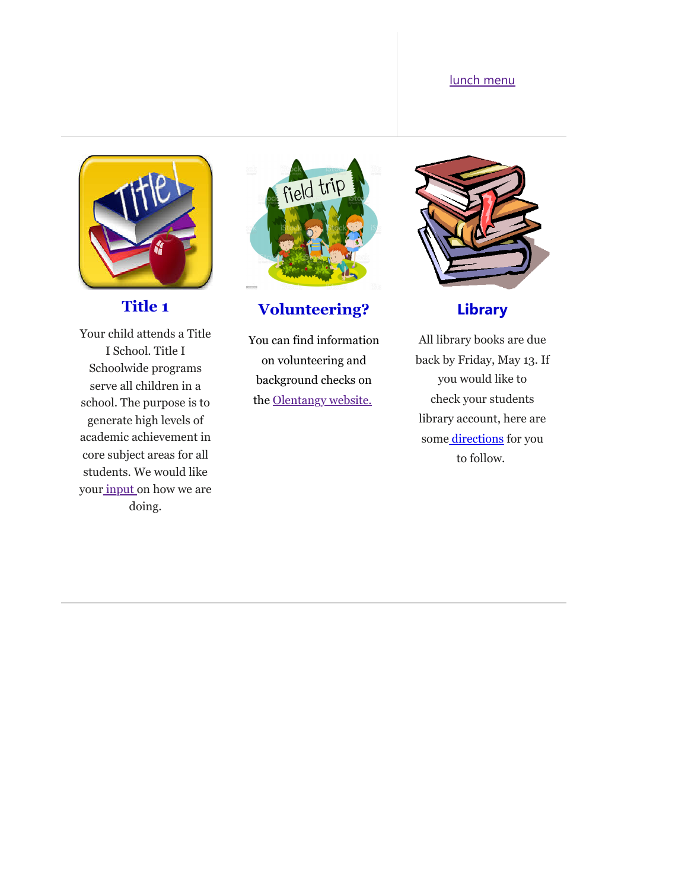lunch menu

## Title 1

Your child attends a Title I School. Title I Schoolwide programs serve all children in a school. The purpose is to generate high levels of academic achievement in core subject areas for all students. We would like your input on how we are doing.

## Volunteering?

You can find information on volunteering and background checks on the Olentangy website.

## Library

All library books are due back by Friday, May 13. If you would like to check your students library account, here are some directions for you to follow.